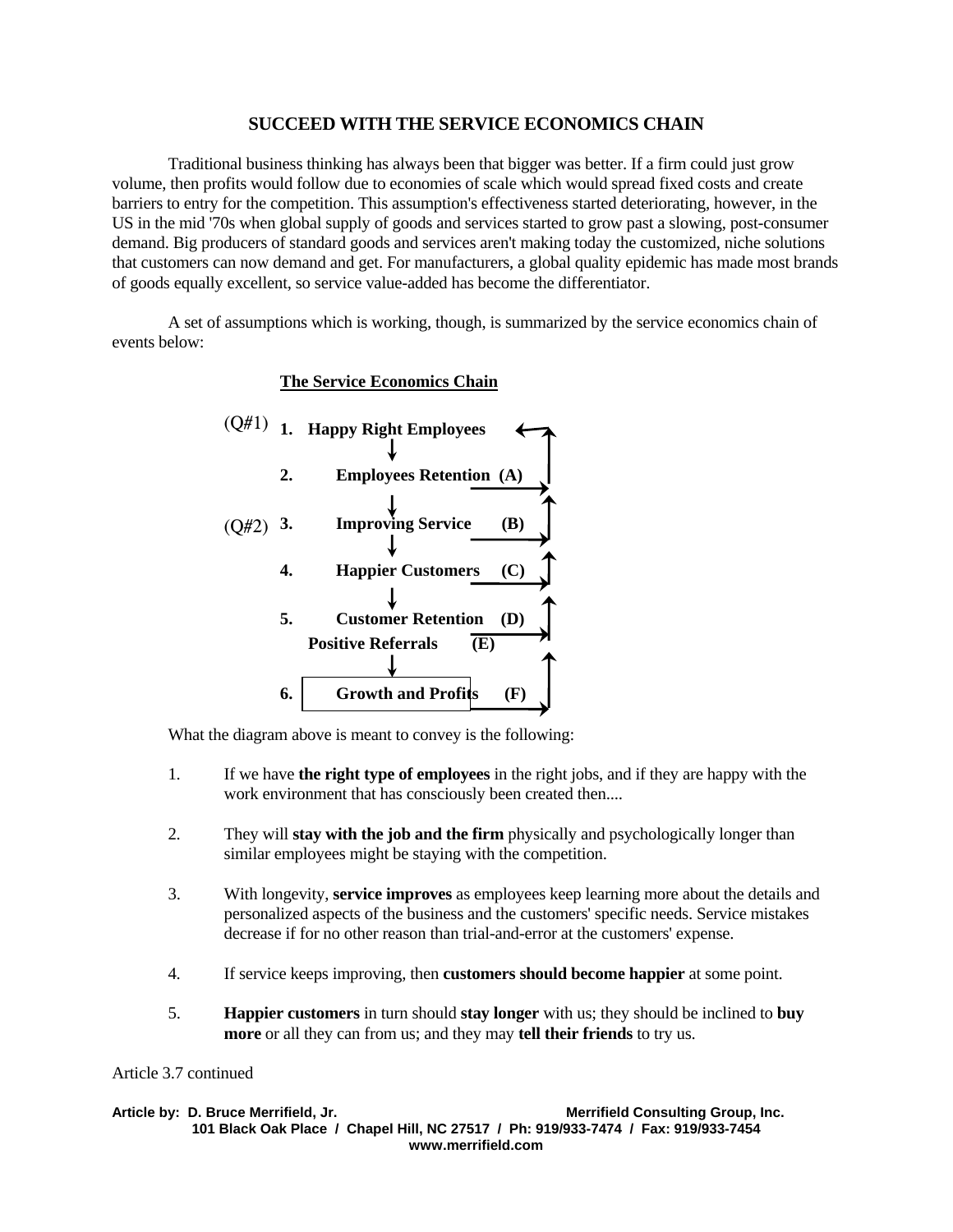# SUCCEED WITH THE SERVICE ECONOMICS CHAIN

Traditional business thinking has always been that bigger was better. If a firm could just grow volume, then profits would follow due to economies of scale which would spread fixed costs and create barriers to entry for the competition. This assumption's effectiveness started deteriorating, however, in the US in the mid '70s when global supply of goods and services started to grow past a slowing, post-consumer demand. Big producers of standard goods and services aren't making today the customized, niche solutions that customers can now demand and get. For manufacturers, a global quality epidemic has made most brands of goods equally excellent, so service value-added has become the differentiator.

A set of assumptions which is working, though, is summarized by the service economics chain of events below:

**The Service Economics Chain**

(Q#1) **1. Happy Right Employees**

↓

**2. Employees Retention (A)**

↓

(Q#2) **3. Improving Service (B)**

↓

**4. Happier Customers (C)**

↓

**5. Customer Retention (D)**

**Positive Referrals (E)**

↓

**6. Growth and Profits (F)**

What the diagram above is meant to convey is the following:

1. If we have **the right type of employees** in the right jobs, and if they are happy with the work environment that has consciously been created then....

2. They will **stay with the job and the firm** physically and psychologically longer than similar employees might be staying with the competition.

3. With longevity, **service improves** as employees keep learning more about the details and personalized aspects of the business and the customers' specific needs. Service mistakes decrease if for no other reason than trial-and-error at the customers' expense.

4. If service keeps improving, then **customers should become happier** at some point.

5. **Happier customers** in turn should **stay longer** with us; they should be inclined to **buy more** or all they can from us; and they may **tell their friends** to try us.

Article 3.7 continued

**Article by: D. Bruce Merrifield, Jr.** **Merrifield Consulting Group, Inc.**
**101 Black Oak Place / Chapel Hill, NC 27517 / Ph: 919/933-7474 / Fax: 919/933-7454**
**www.merrifield.com**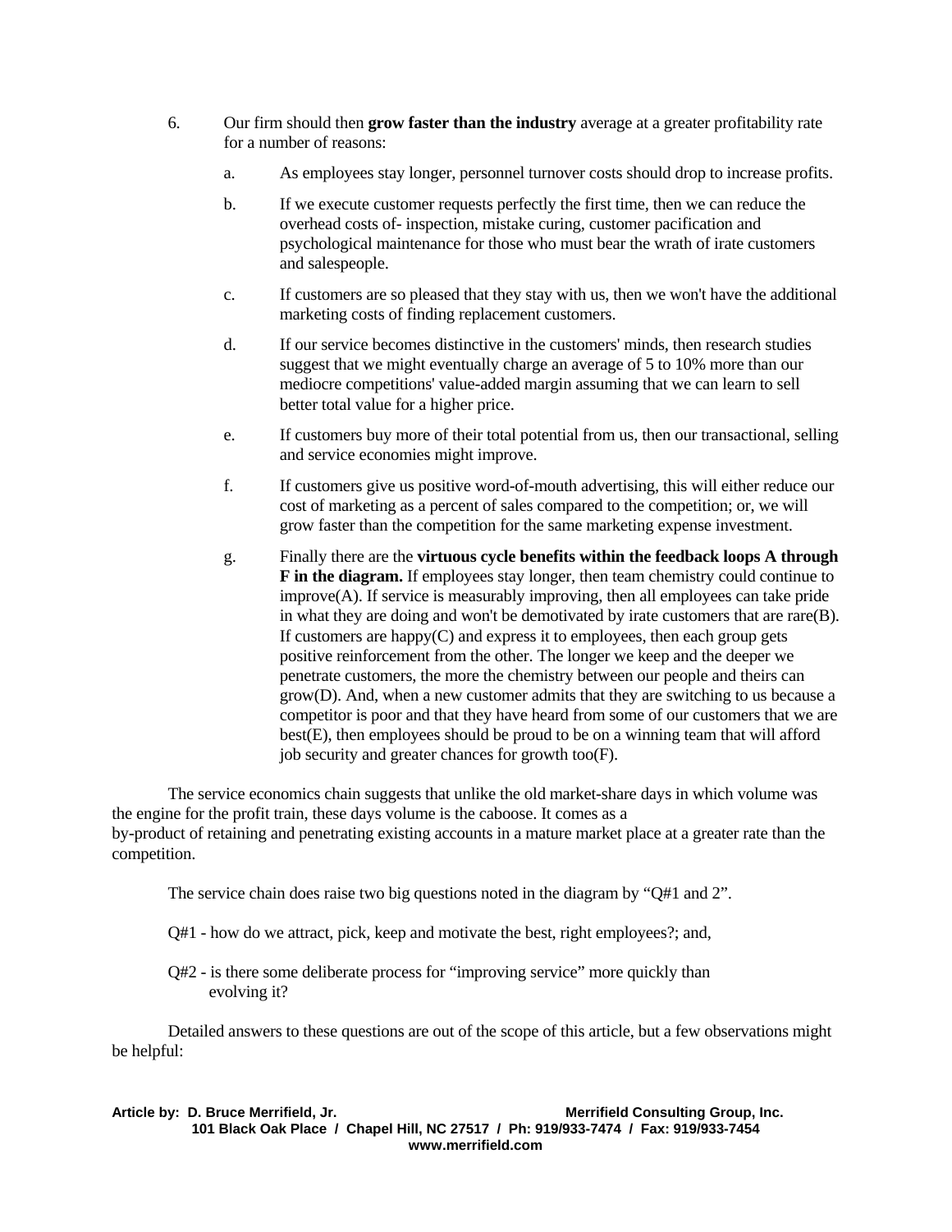6. Our firm should then **grow faster than the industry** average at a greater profitability rate for a number of reasons:

   a. As employees stay longer, personnel turnover costs should drop to increase profits.

   b. If we execute customer requests perfectly the first time, then we can reduce the overhead costs of- inspection, mistake curing, customer pacification and psychological maintenance for those who must bear the wrath of irate customers and salespeople.

   c. If customers are so pleased that they stay with us, then we won't have the additional marketing costs of finding replacement customers.

   d. If our service becomes distinctive in the customers' minds, then research studies suggest that we might eventually charge an average of 5 to 10% more than our mediocre competitions' value-added margin assuming that we can learn to sell better total value for a higher price.

   e. If customers buy more of their total potential from us, then our transactional, selling and service economies might improve.

   f. If customers give us positive word-of-mouth advertising, this will either reduce our cost of marketing as a percent of sales compared to the competition; or, we will grow faster than the competition for the same marketing expense investment.

   g. Finally there are the **virtuous cycle benefits within the feedback loops A through F in the diagram.** If employees stay longer, then team chemistry could continue to improve(A). If service is measurably improving, then all employees can take pride in what they are doing and won't be demotivated by irate customers that are rare(B). If customers are happy(C) and express it to employees, then each group gets positive reinforcement from the other. The longer we keep and the deeper we penetrate customers, the more the chemistry between our people and theirs can grow(D). And, when a new customer admits that they are switching to us because a competitor is poor and that they have heard from some of our customers that we are best(E), then employees should be proud to be on a winning team that will afford job security and greater chances for growth too(F).

The service economics chain suggests that unlike the old market-share days in which volume was the engine for the profit train, these days volume is the caboose. It comes as a by-product of retaining and penetrating existing accounts in a mature market place at a greater rate than the competition.

The service chain does raise two big questions noted in the diagram by "Q#1 and 2".

Q#1 - how do we attract, pick, keep and motivate the best, right employees?; and,

Q#2 - is there some deliberate process for "improving service" more quickly than evolving it?

Detailed answers to these questions are out of the scope of this article, but a few observations might be helpful: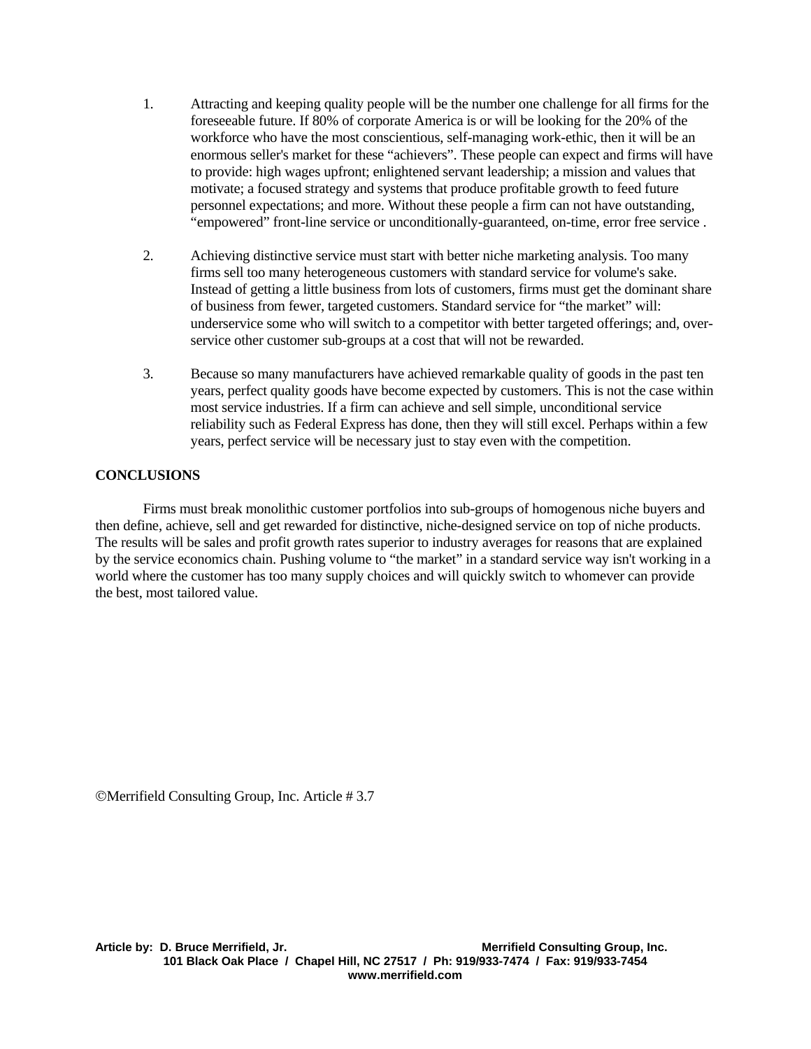1. Attracting and keeping quality people will be the number one challenge for all firms for the foreseeable future. If 80% of corporate America is or will be looking for the 20% of the workforce who have the most conscientious, self-managing work-ethic, then it will be an enormous seller's market for these "achievers". These people can expect and firms will have to provide: high wages upfront; enlightened servant leadership; a mission and values that motivate; a focused strategy and systems that produce profitable growth to feed future personnel expectations; and more. Without these people a firm can not have outstanding, "empowered" front-line service or unconditionally-guaranteed, on-time, error free service .

2. Achieving distinctive service must start with better niche marketing analysis. Too many firms sell too many heterogeneous customers with standard service for volume's sake. Instead of getting a little business from lots of customers, firms must get the dominant share of business from fewer, targeted customers. Standard service for "the market" will: underservice some who will switch to a competitor with better targeted offerings; and, over-service other customer sub-groups at a cost that will not be rewarded.

3. Because so many manufacturers have achieved remarkable quality of goods in the past ten years, perfect quality goods have become expected by customers. This is not the case within most service industries. If a firm can achieve and sell simple, unconditional service reliability such as Federal Express has done, then they will still excel. Perhaps within a few years, perfect service will be necessary just to stay even with the competition.

**CONCLUSIONS**

Firms must break monolithic customer portfolios into sub-groups of homogenous niche buyers and then define, achieve, sell and get rewarded for distinctive, niche-designed service on top of niche products. The results will be sales and profit growth rates superior to industry averages for reasons that are explained by the service economics chain. Pushing volume to "the market" in a standard service way isn't working in a world where the customer has too many supply choices and will quickly switch to whomever can provide the best, most tailored value.

©Merrifield Consulting Group, Inc. Article # 3.7